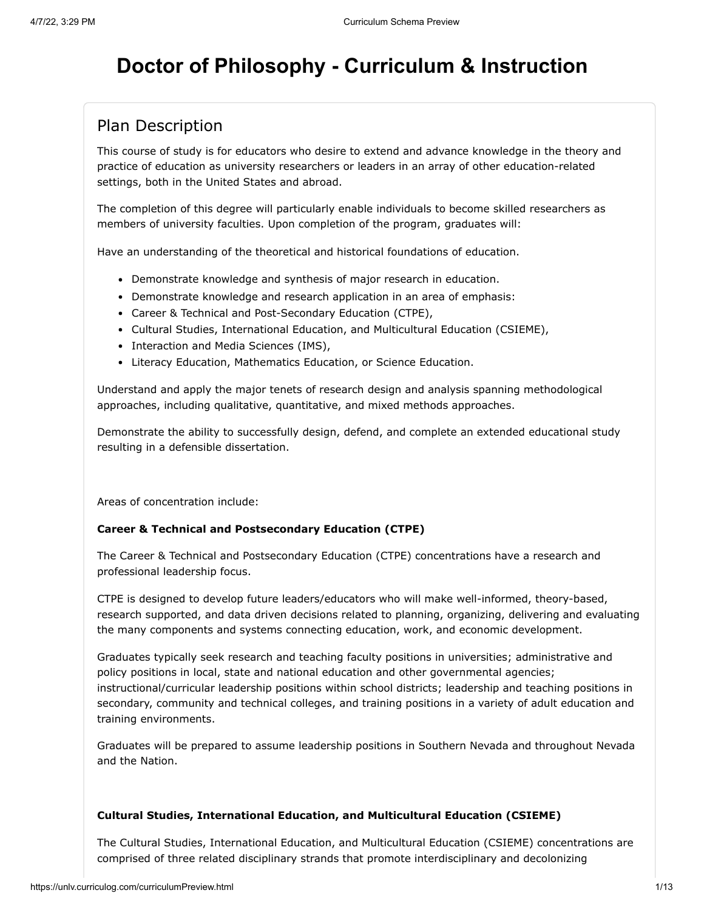# Doctor of Philosophy - Curriculum & Instruction

## Plan Description

This course of study is for educators who desire to extend and advance knowledge in the theory and practice of education as university researchers or leaders in an array of other education-related settings, both in the United States and abroad.

The completion of this degree will particularly enable individuals to become skilled researchers as members of university faculties. Upon completion of the program, graduates will:

Have an understanding of the theoretical and historical foundations of education.

- Demonstrate knowledge and synthesis of major research in education.
- Demonstrate knowledge and research application in an area of emphasis:
- Career & Technical and Post-Secondary Education (CTPE),
- Cultural Studies, International Education, and Multicultural Education (CSIEME),
- Interaction and Media Sciences (IMS),
- Literacy Education, Mathematics Education, or Science Education.

Understand and apply the major tenets of research design and analysis spanning methodological approaches, including qualitative, quantitative, and mixed methods approaches.

Demonstrate the ability to successfully design, defend, and complete an extended educational study resulting in a defensible dissertation.

Areas of concentration include:

**Career & Technical and Postsecondary Education (CTPE)**

The Career & Technical and Postsecondary Education (CTPE) concentrations have a research and professional leadership focus.

CTPE is designed to develop future leaders/educators who will make well-informed, theory-based, research supported, and data driven decisions related to planning, organizing, delivering and evaluating the many components and systems connecting education, work, and economic development.

Graduates typically seek research and teaching faculty positions in universities; administrative and policy positions in local, state and national education and other governmental agencies; instructional/curricular leadership positions within school districts; leadership and teaching positions in secondary, community and technical colleges, and training positions in a variety of adult education and training environments.

Graduates will be prepared to assume leadership positions in Southern Nevada and throughout Nevada and the Nation.

**Cultural Studies, International Education, and Multicultural Education (CSIEME)**

The Cultural Studies, International Education, and Multicultural Education (CSIEME) concentrations are comprised of three related disciplinary strands that promote interdisciplinary and decolonizing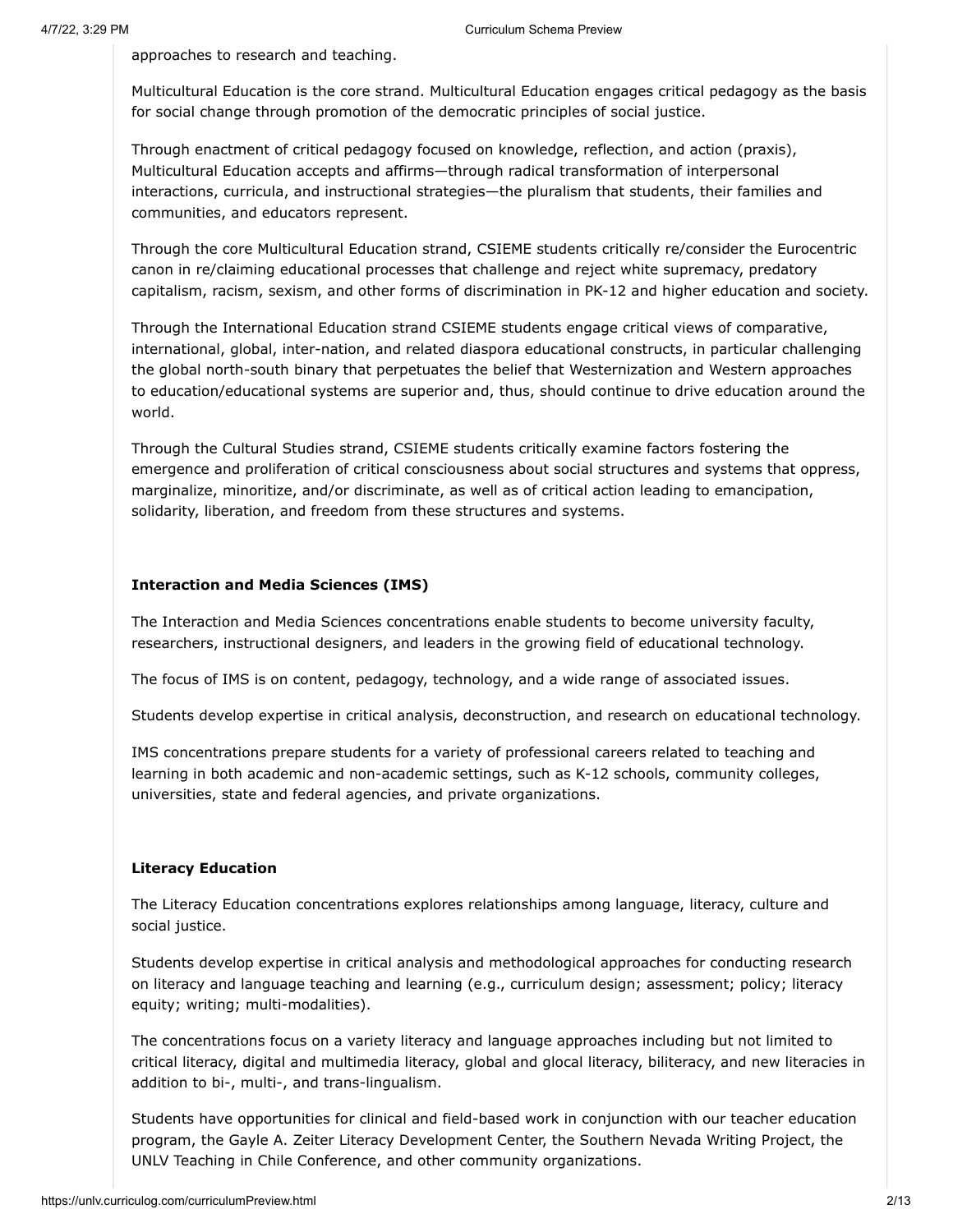approaches to research and teaching.

Multicultural Education is the core strand. Multicultural Education engages critical pedagogy as the basis for social change through promotion of the democratic principles of social justice.

Through enactment of critical pedagogy focused on knowledge, reflection, and action (praxis), Multicultural Education accepts and affirms—through radical transformation of interpersonal interactions, curricula, and instructional strategies—the pluralism that students, their families and communities, and educators represent.

Through the core Multicultural Education strand, CSIEME students critically re/consider the Eurocentric canon in re/claiming educational processes that challenge and reject white supremacy, predatory capitalism, racism, sexism, and other forms of discrimination in PK-12 and higher education and society.

Through the International Education strand CSIEME students engage critical views of comparative, international, global, inter-nation, and related diaspora educational constructs, in particular challenging the global north-south binary that perpetuates the belief that Westernization and Western approaches to education/educational systems are superior and, thus, should continue to drive education around the world.

Through the Cultural Studies strand, CSIEME students critically examine factors fostering the emergence and proliferation of critical consciousness about social structures and systems that oppress, marginalize, minoritize, and/or discriminate, as well as of critical action leading to emancipation, solidarity, liberation, and freedom from these structures and systems.

**Interaction and Media Sciences (IMS)**

The Interaction and Media Sciences concentrations enable students to become university faculty, researchers, instructional designers, and leaders in the growing field of educational technology.

The focus of IMS is on content, pedagogy, technology, and a wide range of associated issues.

Students develop expertise in critical analysis, deconstruction, and research on educational technology.

IMS concentrations prepare students for a variety of professional careers related to teaching and learning in both academic and non-academic settings, such as K-12 schools, community colleges, universities, state and federal agencies, and private organizations.

**Literacy Education**

The Literacy Education concentrations explores relationships among language, literacy, culture and social justice.

Students develop expertise in critical analysis and methodological approaches for conducting research on literacy and language teaching and learning (e.g., curriculum design; assessment; policy; literacy equity; writing; multi-modalities).

The concentrations focus on a variety literacy and language approaches including but not limited to critical literacy, digital and multimedia literacy, global and glocal literacy, biliteracy, and new literacies in addition to bi-, multi-, and trans-lingualism.

Students have opportunities for clinical and field-based work in conjunction with our teacher education program, the Gayle A. Zeiter Literacy Development Center, the Southern Nevada Writing Project, the UNLV Teaching in Chile Conference, and other community organizations.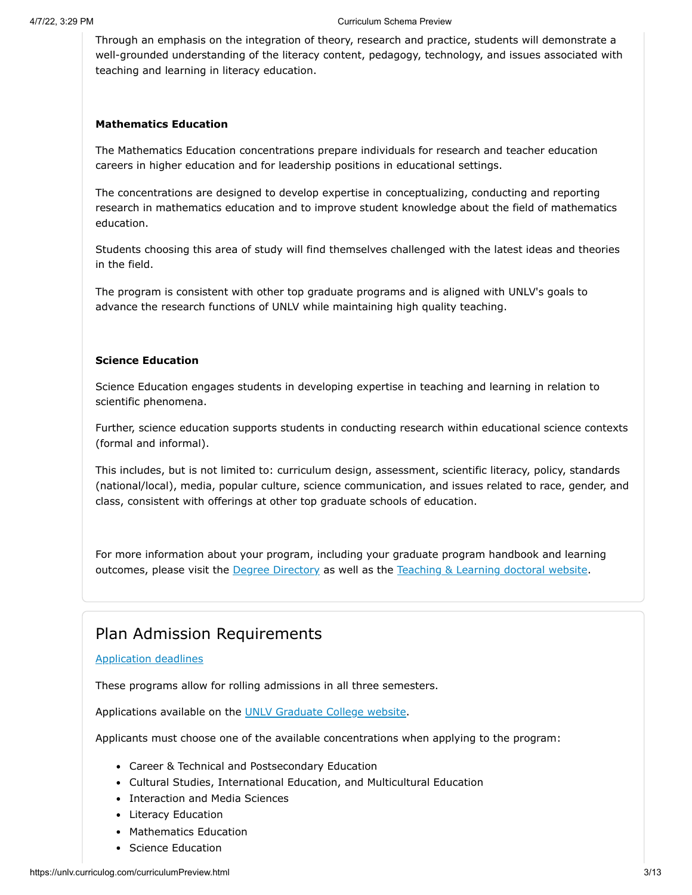Through an emphasis on the integration of theory, research and practice, students will demonstrate a well-grounded understanding of the literacy content, pedagogy, technology, and issues associated with teaching and learning in literacy education.

**Mathematics Education**

The Mathematics Education concentrations prepare individuals for research and teacher education careers in higher education and for leadership positions in educational settings.

The concentrations are designed to develop expertise in conceptualizing, conducting and reporting research in mathematics education and to improve student knowledge about the field of mathematics education.

Students choosing this area of study will find themselves challenged with the latest ideas and theories in the field.

The program is consistent with other top graduate programs and is aligned with UNLV's goals to advance the research functions of UNLV while maintaining high quality teaching.

**Science Education**

Science Education engages students in developing expertise in teaching and learning in relation to scientific phenomena.

Further, science education supports students in conducting research within educational science contexts (formal and informal).

This includes, but is not limited to: curriculum design, assessment, scientific literacy, policy, standards (national/local), media, popular culture, science communication, and issues related to race, gender, and class, consistent with offerings at other top graduate schools of education.

For more information about your program, including your graduate program handbook and learning outcomes, please visit the Degree Directory as well as the Teaching & Learning doctoral website.

## Plan Admission Requirements

Application deadlines

These programs allow for rolling admissions in all three semesters.

Applications available on the UNLV Graduate College website.

Applicants must choose one of the available concentrations when applying to the program:

- Career & Technical and Postsecondary Education
- Cultural Studies, International Education, and Multicultural Education
- Interaction and Media Sciences
- Literacy Education
- Mathematics Education
- Science Education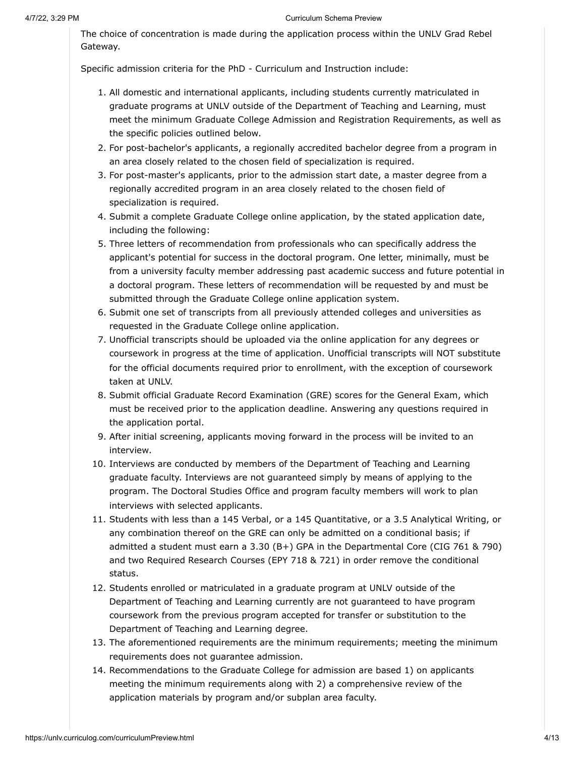The choice of concentration is made during the application process within the UNLV Grad Rebel Gateway.

Specific admission criteria for the PhD - Curriculum and Instruction include:

1. All domestic and international applicants, including students currently matriculated in graduate programs at UNLV outside of the Department of Teaching and Learning, must meet the minimum Graduate College Admission and Registration Requirements, as well as the specific policies outlined below.
2. For post-bachelor's applicants, a regionally accredited bachelor degree from a program in an area closely related to the chosen field of specialization is required.
3. For post-master's applicants, prior to the admission start date, a master degree from a regionally accredited program in an area closely related to the chosen field of specialization is required.
4. Submit a complete Graduate College online application, by the stated application date, including the following:
5. Three letters of recommendation from professionals who can specifically address the applicant's potential for success in the doctoral program. One letter, minimally, must be from a university faculty member addressing past academic success and future potential in a doctoral program. These letters of recommendation will be requested by and must be submitted through the Graduate College online application system.
6. Submit one set of transcripts from all previously attended colleges and universities as requested in the Graduate College online application.
7. Unofficial transcripts should be uploaded via the online application for any degrees or coursework in progress at the time of application. Unofficial transcripts will NOT substitute for the official documents required prior to enrollment, with the exception of coursework taken at UNLV.
8. Submit official Graduate Record Examination (GRE) scores for the General Exam, which must be received prior to the application deadline. Answering any questions required in the application portal.
9. After initial screening, applicants moving forward in the process will be invited to an interview.
10. Interviews are conducted by members of the Department of Teaching and Learning graduate faculty. Interviews are not guaranteed simply by means of applying to the program. The Doctoral Studies Office and program faculty members will work to plan interviews with selected applicants.
11. Students with less than a 145 Verbal, or a 145 Quantitative, or a 3.5 Analytical Writing, or any combination thereof on the GRE can only be admitted on a conditional basis; if admitted a student must earn a 3.30 (B+) GPA in the Departmental Core (CIG 761 & 790) and two Required Research Courses (EPY 718 & 721) in order remove the conditional status.
12. Students enrolled or matriculated in a graduate program at UNLV outside of the Department of Teaching and Learning currently are not guaranteed to have program coursework from the previous program accepted for transfer or substitution to the Department of Teaching and Learning degree.
13. The aforementioned requirements are the minimum requirements; meeting the minimum requirements does not guarantee admission.
14. Recommendations to the Graduate College for admission are based 1) on applicants meeting the minimum requirements along with 2) a comprehensive review of the application materials by program and/or subplan area faculty.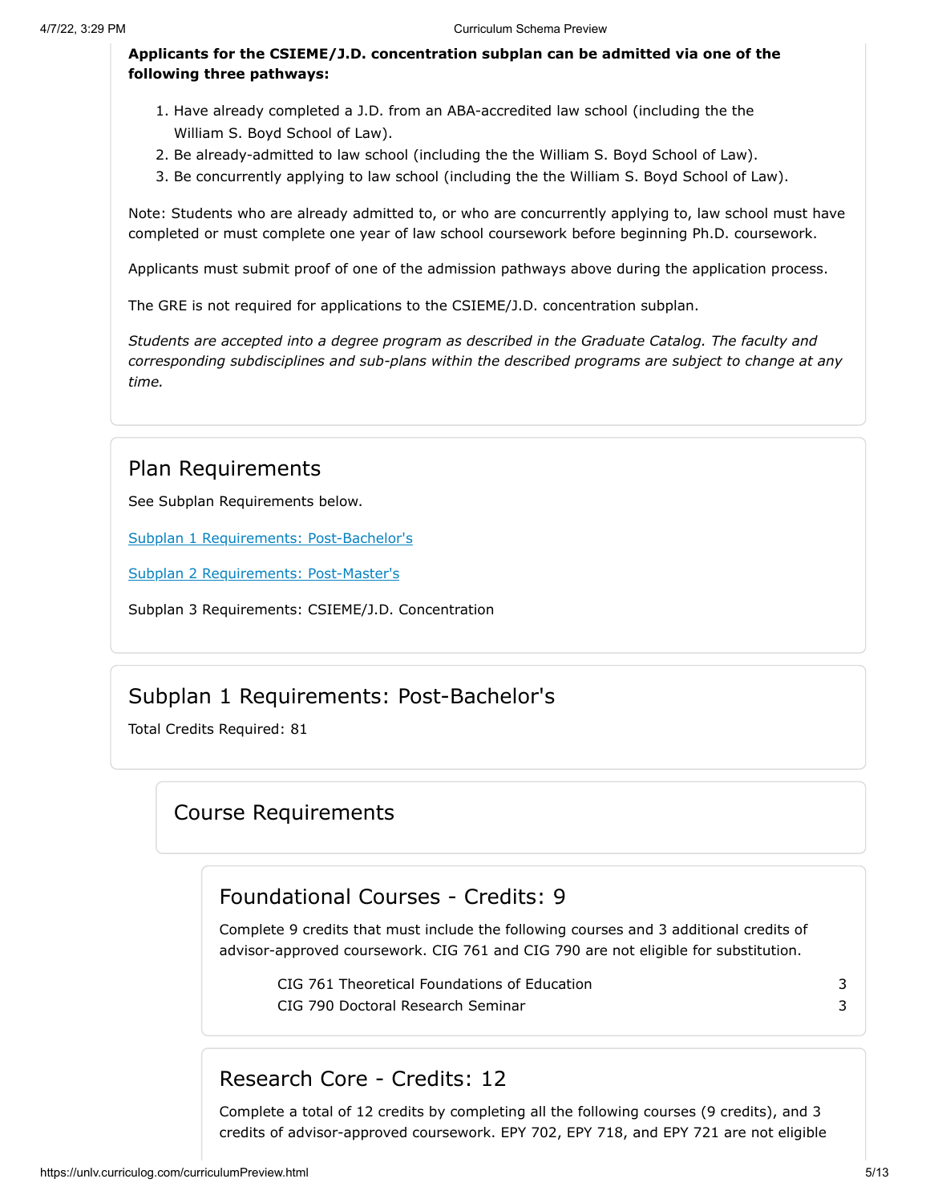**Applicants for the CSIEME/J.D. concentration subplan can be admitted via one of the following three pathways:**

1. Have already completed a J.D. from an ABA-accredited law school (including the the William S. Boyd School of Law).
2. Be already-admitted to law school (including the the William S. Boyd School of Law).
3. Be concurrently applying to law school (including the the William S. Boyd School of Law).

Note: Students who are already admitted to, or who are concurrently applying to, law school must have completed or must complete one year of law school coursework before beginning Ph.D. coursework.

Applicants must submit proof of one of the admission pathways above during the application process.

The GRE is not required for applications to the CSIEME/J.D. concentration subplan.

*Students are accepted into a degree program as described in the Graduate Catalog. The faculty and corresponding subdisciplines and sub-plans within the described programs are subject to change at any time.*

## Plan Requirements

See Subplan Requirements below.

Subplan 1 Requirements: Post-Bachelor's

Subplan 2 Requirements: Post-Master's

Subplan 3 Requirements: CSIEME/J.D. Concentration

## Subplan 1 Requirements: Post-Bachelor's

Total Credits Required: 81

### Course Requirements

#### Foundational Courses - Credits: 9

Complete 9 credits that must include the following courses and 3 additional credits of advisor-approved coursework. CIG 761 and CIG 790 are not eligible for substitution.

| | |
|---|---|
| CIG 761 Theoretical Foundations of Education | 3 |
| CIG 790 Doctoral Research Seminar | 3 |

#### Research Core - Credits: 12

Complete a total of 12 credits by completing all the following courses (9 credits), and 3 credits of advisor-approved coursework. EPY 702, EPY 718, and EPY 721 are not eligible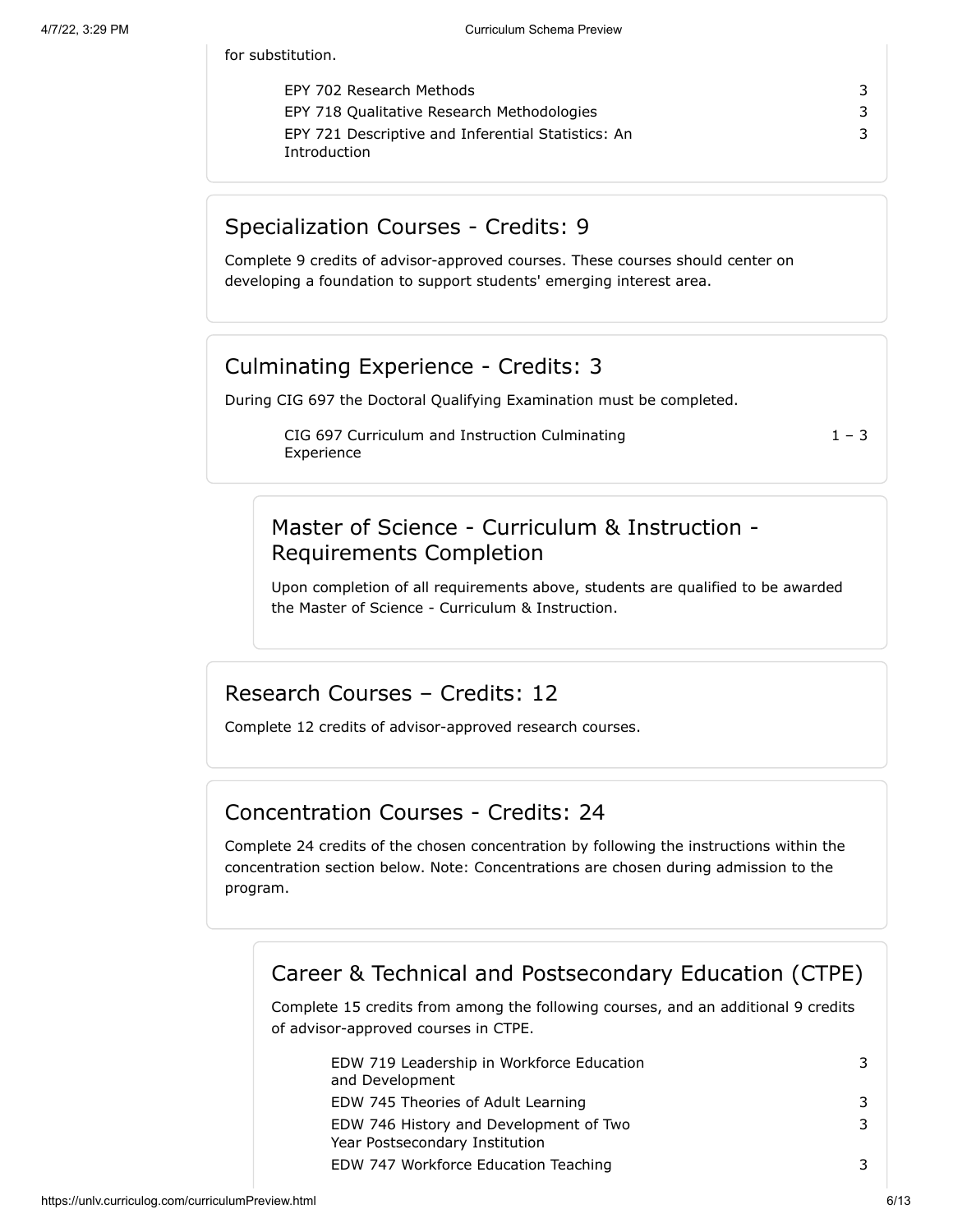for substitution.

| | |
|---|---|
| EPY 702 Research Methods | 3 |
| EPY 718 Qualitative Research Methodologies | 3 |
| EPY 721 Descriptive and Inferential Statistics: An Introduction | 3 |

## Specialization Courses - Credits: 9

Complete 9 credits of advisor-approved courses. These courses should center on developing a foundation to support students' emerging interest area.

## Culminating Experience - Credits: 3

During CIG 697 the Doctoral Qualifying Examination must be completed.

| | |
|---|---|
| CIG 697 Curriculum and Instruction Culminating Experience | 1 – 3 |

### Master of Science - Curriculum & Instruction - Requirements Completion

Upon completion of all requirements above, students are qualified to be awarded the Master of Science - Curriculum & Instruction.

## Research Courses – Credits: 12

Complete 12 credits of advisor-approved research courses.

## Concentration Courses - Credits: 24

Complete 24 credits of the chosen concentration by following the instructions within the concentration section below. Note: Concentrations are chosen during admission to the program.

### Career & Technical and Postsecondary Education (CTPE)

Complete 15 credits from among the following courses, and an additional 9 credits of advisor-approved courses in CTPE.

| | |
|---|---|
| EDW 719 Leadership in Workforce Education and Development | 3 |
| EDW 745 Theories of Adult Learning | 3 |
| EDW 746 History and Development of Two Year Postsecondary Institution | 3 |
| EDW 747 Workforce Education Teaching | 3 |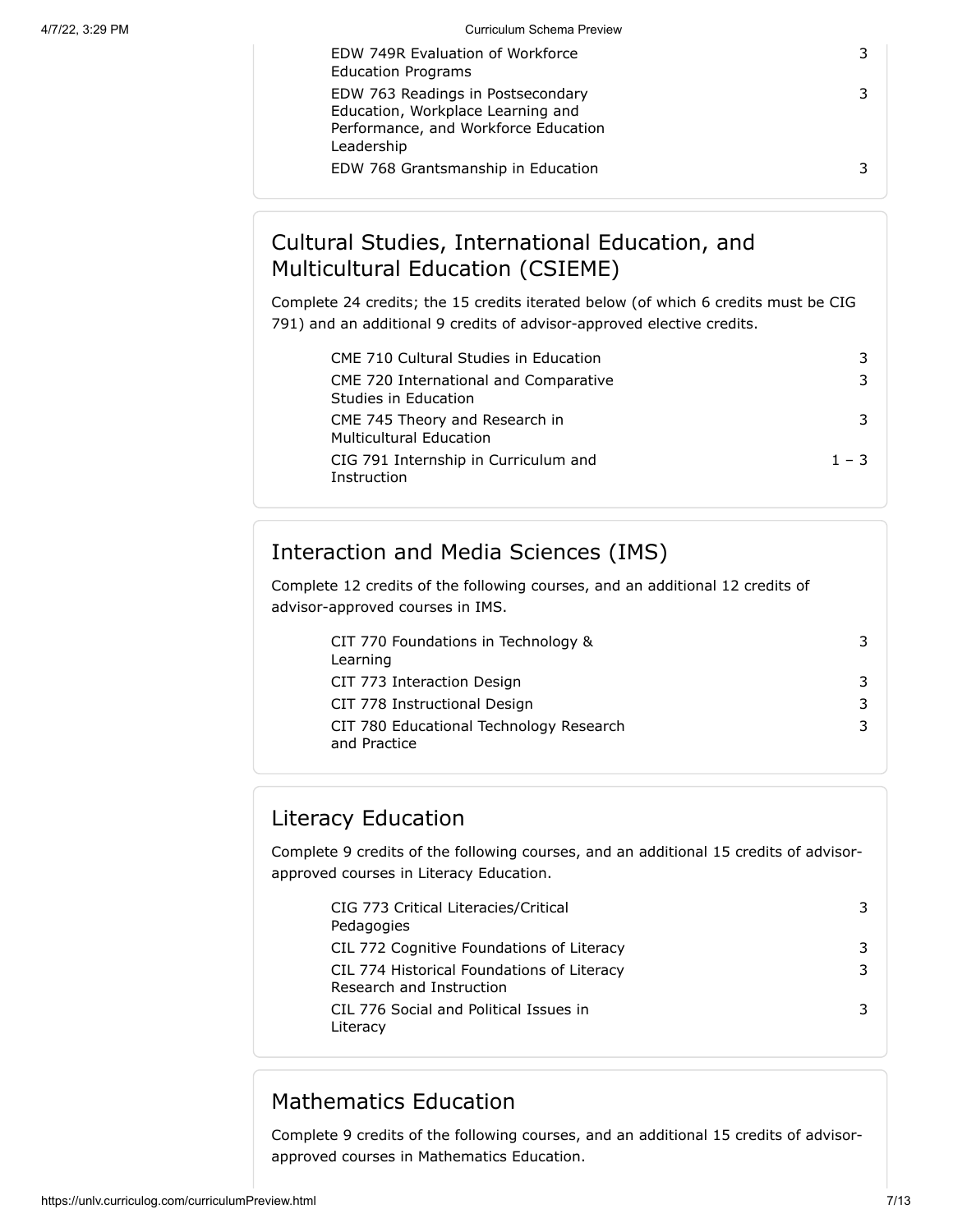| | |
|---|---|
| EDW 749R Evaluation of Workforce Education Programs | 3 |
| EDW 763 Readings in Postsecondary Education, Workplace Learning and Performance, and Workforce Education Leadership | 3 |
| EDW 768 Grantsmanship in Education | 3 |

## Cultural Studies, International Education, and Multicultural Education (CSIEME)

Complete 24 credits; the 15 credits iterated below (of which 6 credits must be CIG 791) and an additional 9 credits of advisor-approved elective credits.

| | |
|---|---|
| CME 710 Cultural Studies in Education | 3 |
| CME 720 International and Comparative Studies in Education | 3 |
| CME 745 Theory and Research in Multicultural Education | 3 |
| CIG 791 Internship in Curriculum and Instruction | 1 – 3 |

## Interaction and Media Sciences (IMS)

Complete 12 credits of the following courses, and an additional 12 credits of advisor-approved courses in IMS.

| | |
|---|---|
| CIT 770 Foundations in Technology & Learning | 3 |
| CIT 773 Interaction Design | 3 |
| CIT 778 Instructional Design | 3 |
| CIT 780 Educational Technology Research and Practice | 3 |

## Literacy Education

Complete 9 credits of the following courses, and an additional 15 credits of advisor-approved courses in Literacy Education.

| | |
|---|---|
| CIG 773 Critical Literacies/Critical Pedagogies | 3 |
| CIL 772 Cognitive Foundations of Literacy | 3 |
| CIL 774 Historical Foundations of Literacy Research and Instruction | 3 |
| CIL 776 Social and Political Issues in Literacy | 3 |

## Mathematics Education

Complete 9 credits of the following courses, and an additional 15 credits of advisor-approved courses in Mathematics Education.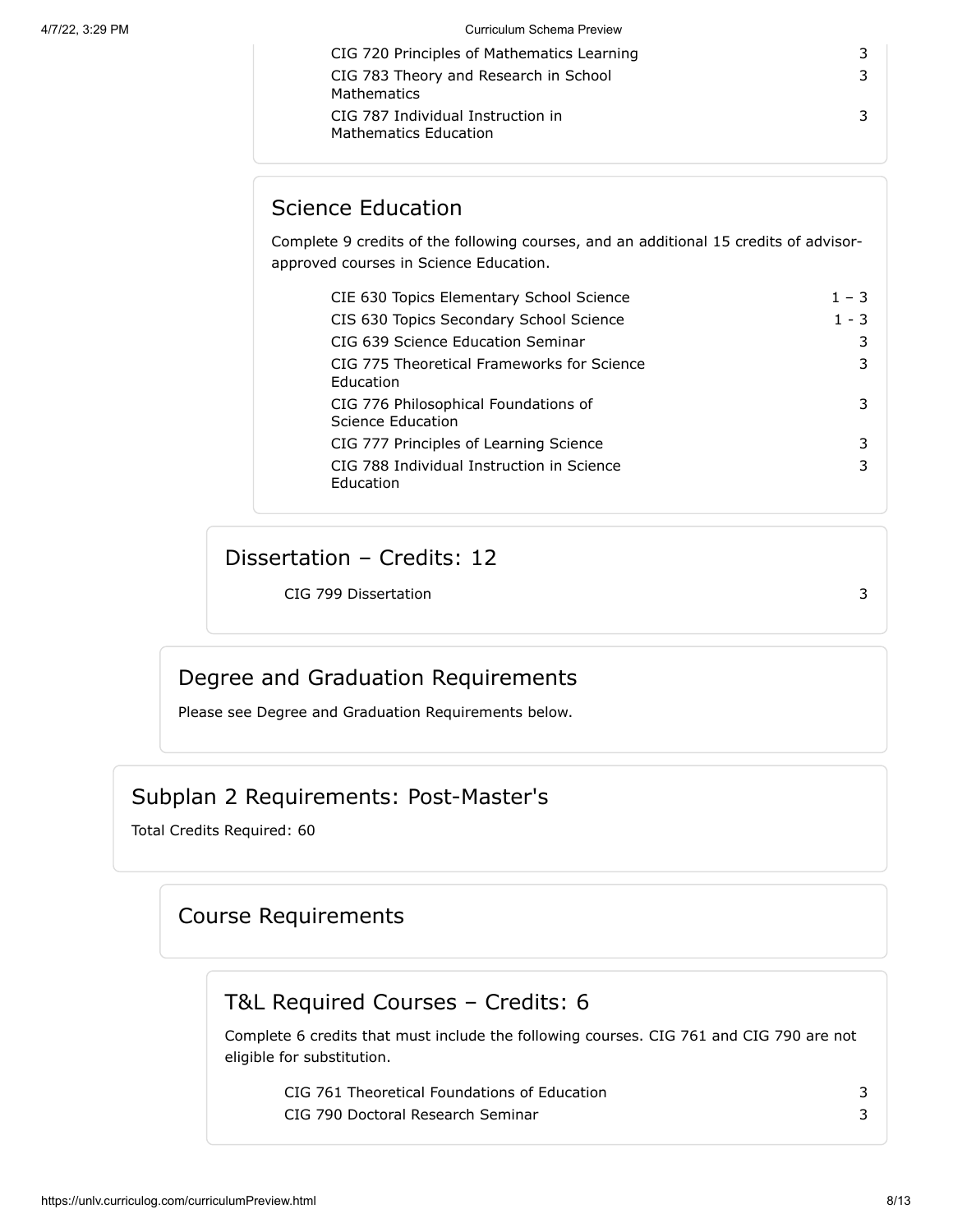| | |
|---|---|
| CIG 720 Principles of Mathematics Learning | 3 |
| CIG 783 Theory and Research in School Mathematics | 3 |
| CIG 787 Individual Instruction in Mathematics Education | 3 |

### Science Education

Complete 9 credits of the following courses, and an additional 15 credits of advisor-approved courses in Science Education.

| | |
|---|---|
| CIE 630 Topics Elementary School Science | 1 – 3 |
| CIS 630 Topics Secondary School Science | 1 - 3 |
| CIG 639 Science Education Seminar | 3 |
| CIG 775 Theoretical Frameworks for Science Education | 3 |
| CIG 776 Philosophical Foundations of Science Education | 3 |
| CIG 777 Principles of Learning Science | 3 |
| CIG 788 Individual Instruction in Science Education | 3 |

### Dissertation – Credits: 12

| | |
|---|---|
| CIG 799 Dissertation | 3 |

## Degree and Graduation Requirements

Please see Degree and Graduation Requirements below.

# Subplan 2 Requirements: Post-Master's

Total Credits Required: 60

## Course Requirements

### T&L Required Courses – Credits: 6

Complete 6 credits that must include the following courses. CIG 761 and CIG 790 are not eligible for substitution.

| | |
|---|---|
| CIG 761 Theoretical Foundations of Education | 3 |
| CIG 790 Doctoral Research Seminar | 3 |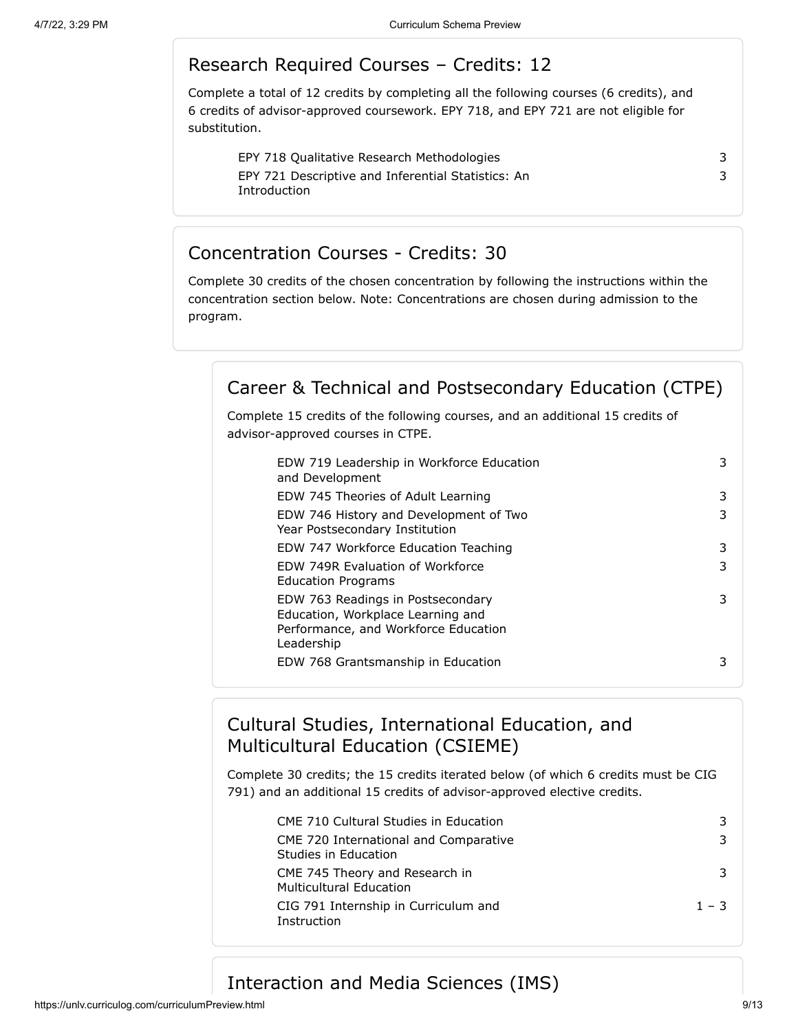## Research Required Courses – Credits: 12

Complete a total of 12 credits by completing all the following courses (6 credits), and 6 credits of advisor-approved coursework. EPY 718, and EPY 721 are not eligible for substitution.

| | |
|---|---|
| EPY 718 Qualitative Research Methodologies | 3 |
| EPY 721 Descriptive and Inferential Statistics: An Introduction | 3 |

## Concentration Courses - Credits: 30

Complete 30 credits of the chosen concentration by following the instructions within the concentration section below. Note: Concentrations are chosen during admission to the program.

### Career & Technical and Postsecondary Education (CTPE)

Complete 15 credits of the following courses, and an additional 15 credits of advisor-approved courses in CTPE.

| | |
|---|---|
| EDW 719 Leadership in Workforce Education and Development | 3 |
| EDW 745 Theories of Adult Learning | 3 |
| EDW 746 History and Development of Two Year Postsecondary Institution | 3 |
| EDW 747 Workforce Education Teaching | 3 |
| EDW 749R Evaluation of Workforce Education Programs | 3 |
| EDW 763 Readings in Postsecondary Education, Workplace Learning and Performance, and Workforce Education Leadership | 3 |
| EDW 768 Grantsmanship in Education | 3 |

### Cultural Studies, International Education, and Multicultural Education (CSIEME)

Complete 30 credits; the 15 credits iterated below (of which 6 credits must be CIG 791) and an additional 15 credits of advisor-approved elective credits.

| | |
|---|---|
| CME 710 Cultural Studies in Education | 3 |
| CME 720 International and Comparative Studies in Education | 3 |
| CME 745 Theory and Research in Multicultural Education | 3 |
| CIG 791 Internship in Curriculum and Instruction | 1 – 3 |

### Interaction and Media Sciences (IMS)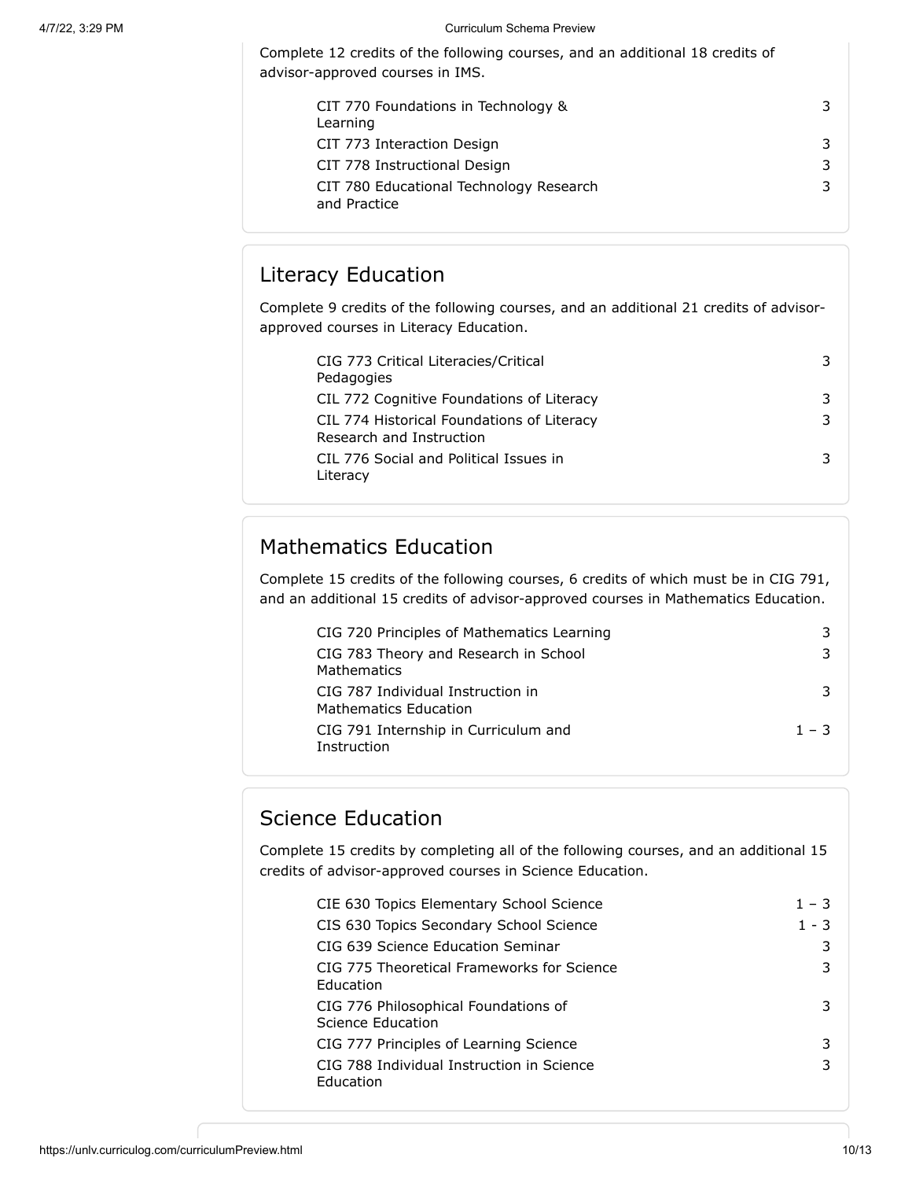Complete 12 credits of the following courses, and an additional 18 credits of advisor-approved courses in IMS.

| | |
|---|---|
| CIT 770 Foundations in Technology & Learning | 3 |
| CIT 773 Interaction Design | 3 |
| CIT 778 Instructional Design | 3 |
| CIT 780 Educational Technology Research and Practice | 3 |

## Literacy Education

Complete 9 credits of the following courses, and an additional 21 credits of advisor-approved courses in Literacy Education.

| | |
|---|---|
| CIG 773 Critical Literacies/Critical Pedagogies | 3 |
| CIL 772 Cognitive Foundations of Literacy | 3 |
| CIL 774 Historical Foundations of Literacy Research and Instruction | 3 |
| CIL 776 Social and Political Issues in Literacy | 3 |

## Mathematics Education

Complete 15 credits of the following courses, 6 credits of which must be in CIG 791, and an additional 15 credits of advisor-approved courses in Mathematics Education.

| | |
|---|---|
| CIG 720 Principles of Mathematics Learning | 3 |
| CIG 783 Theory and Research in School Mathematics | 3 |
| CIG 787 Individual Instruction in Mathematics Education | 3 |
| CIG 791 Internship in Curriculum and Instruction | 1 – 3 |

## Science Education

Complete 15 credits by completing all of the following courses, and an additional 15 credits of advisor-approved courses in Science Education.

| | |
|---|---|
| CIE 630 Topics Elementary School Science | 1 – 3 |
| CIS 630 Topics Secondary School Science | 1 - 3 |
| CIG 639 Science Education Seminar | 3 |
| CIG 775 Theoretical Frameworks for Science Education | 3 |
| CIG 776 Philosophical Foundations of Science Education | 3 |
| CIG 777 Principles of Learning Science | 3 |
| CIG 788 Individual Instruction in Science Education | 3 |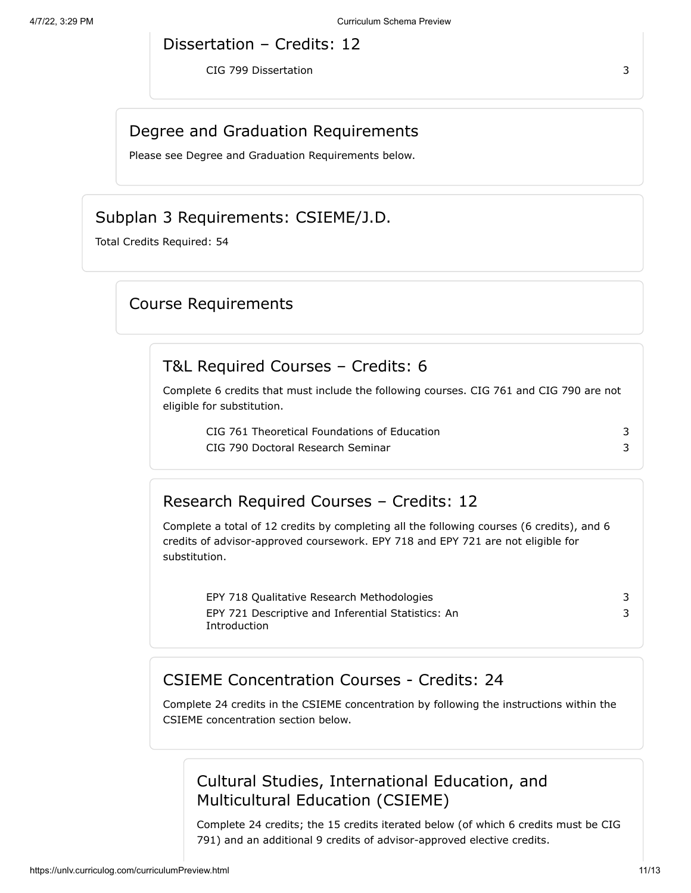### Dissertation – Credits: 12

| | |
|---|---|
| CIG 799 Dissertation | 3 |

### Degree and Graduation Requirements

Please see Degree and Graduation Requirements below.

## Subplan 3 Requirements: CSIEME/J.D.

Total Credits Required: 54

### Course Requirements

#### T&L Required Courses – Credits: 6

Complete 6 credits that must include the following courses. CIG 761 and CIG 790 are not eligible for substitution.

| | |
|---|---|
| CIG 761 Theoretical Foundations of Education | 3 |
| CIG 790 Doctoral Research Seminar | 3 |

#### Research Required Courses – Credits: 12

Complete a total of 12 credits by completing all the following courses (6 credits), and 6 credits of advisor-approved coursework. EPY 718 and EPY 721 are not eligible for substitution.

| | |
|---|---|
| EPY 718 Qualitative Research Methodologies | 3 |
| EPY 721 Descriptive and Inferential Statistics: An Introduction | 3 |

#### CSIEME Concentration Courses - Credits: 24

Complete 24 credits in the CSIEME concentration by following the instructions within the CSIEME concentration section below.

##### Cultural Studies, International Education, and Multicultural Education (CSIEME)

Complete 24 credits; the 15 credits iterated below (of which 6 credits must be CIG 791) and an additional 9 credits of advisor-approved elective credits.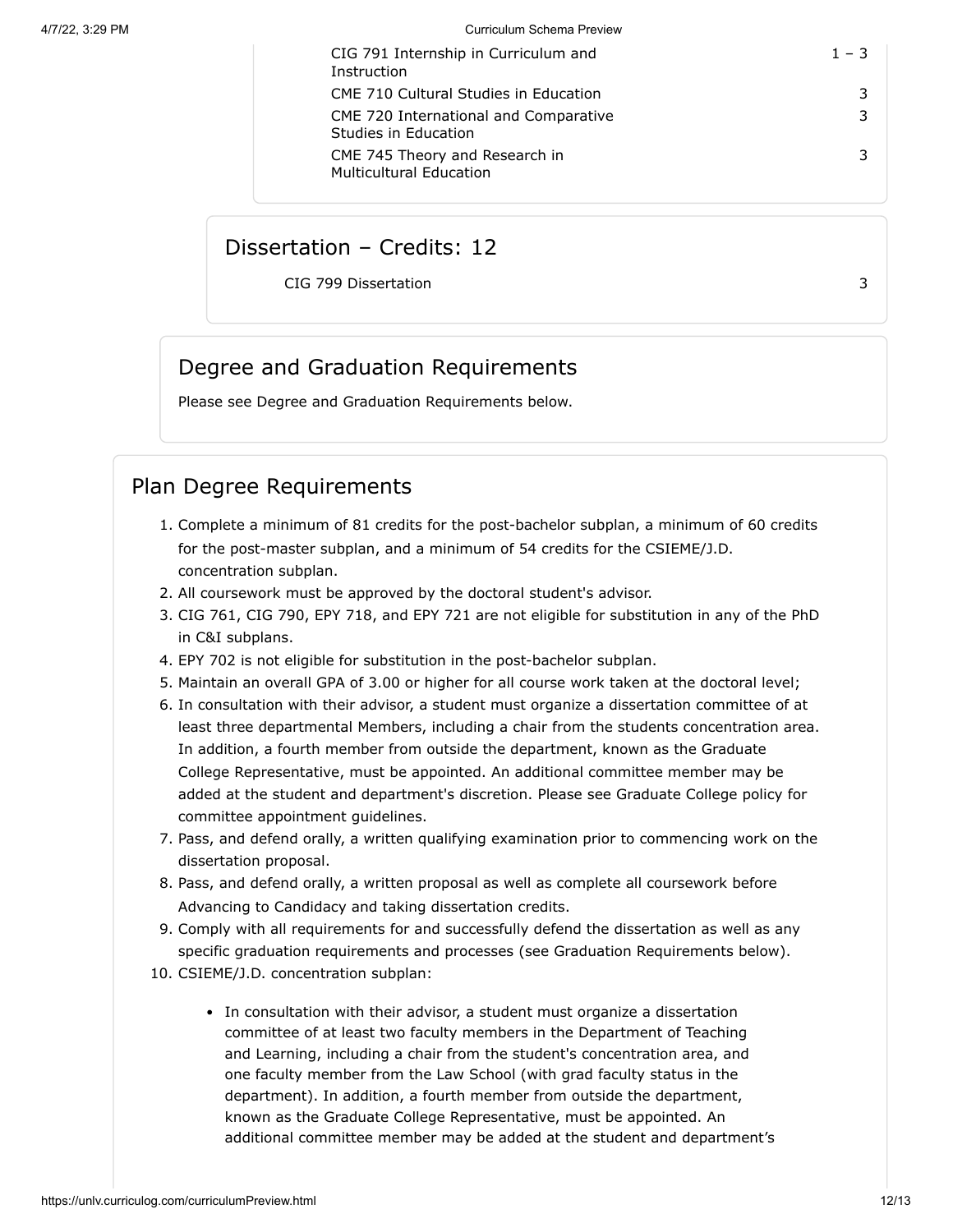| | |
|---|---|
| CIG 791 Internship in Curriculum and Instruction | 1 – 3 |
| CME 710 Cultural Studies in Education | 3 |
| CME 720 International and Comparative Studies in Education | 3 |
| CME 745 Theory and Research in Multicultural Education | 3 |

## Dissertation – Credits: 12

| | |
|---|---|
| CIG 799 Dissertation | 3 |

## Degree and Graduation Requirements

Please see Degree and Graduation Requirements below.

## Plan Degree Requirements

1. Complete a minimum of 81 credits for the post-bachelor subplan, a minimum of 60 credits for the post-master subplan, and a minimum of 54 credits for the CSIEME/J.D. concentration subplan.
2. All coursework must be approved by the doctoral student's advisor.
3. CIG 761, CIG 790, EPY 718, and EPY 721 are not eligible for substitution in any of the PhD in C&I subplans.
4. EPY 702 is not eligible for substitution in the post-bachelor subplan.
5. Maintain an overall GPA of 3.00 or higher for all course work taken at the doctoral level;
6. In consultation with their advisor, a student must organize a dissertation committee of at least three departmental Members, including a chair from the students concentration area. In addition, a fourth member from outside the department, known as the Graduate College Representative, must be appointed. An additional committee member may be added at the student and department's discretion. Please see Graduate College policy for committee appointment guidelines.
7. Pass, and defend orally, a written qualifying examination prior to commencing work on the dissertation proposal.
8. Pass, and defend orally, a written proposal as well as complete all coursework before Advancing to Candidacy and taking dissertation credits.
9. Comply with all requirements for and successfully defend the dissertation as well as any specific graduation requirements and processes (see Graduation Requirements below).
10. CSIEME/J.D. concentration subplan:
    - In consultation with their advisor, a student must organize a dissertation committee of at least two faculty members in the Department of Teaching and Learning, including a chair from the student's concentration area, and one faculty member from the Law School (with grad faculty status in the department). In addition, a fourth member from outside the department, known as the Graduate College Representative, must be appointed. An additional committee member may be added at the student and department's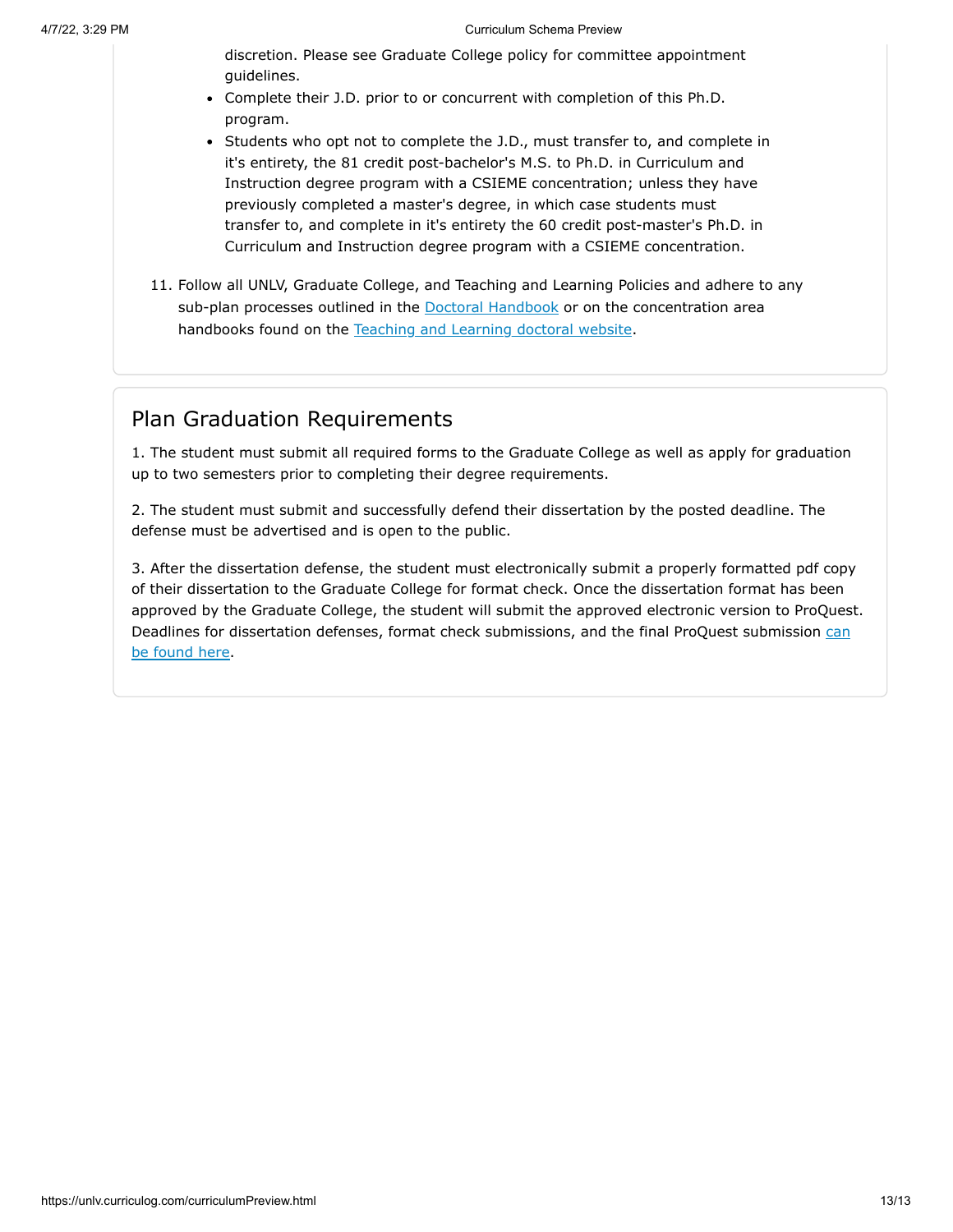discretion. Please see Graduate College policy for committee appointment guidelines.
- Complete their J.D. prior to or concurrent with completion of this Ph.D. program.
- Students who opt not to complete the J.D., must transfer to, and complete in it's entirety, the 81 credit post-bachelor's M.S. to Ph.D. in Curriculum and Instruction degree program with a CSIEME concentration; unless they have previously completed a master's degree, in which case students must transfer to, and complete in it's entirety the 60 credit post-master's Ph.D. in Curriculum and Instruction degree program with a CSIEME concentration.

11. Follow all UNLV, Graduate College, and Teaching and Learning Policies and adhere to any sub-plan processes outlined in the Doctoral Handbook or on the concentration area handbooks found on the Teaching and Learning doctoral website.

## Plan Graduation Requirements

1. The student must submit all required forms to the Graduate College as well as apply for graduation up to two semesters prior to completing their degree requirements.

2. The student must submit and successfully defend their dissertation by the posted deadline. The defense must be advertised and is open to the public.

3. After the dissertation defense, the student must electronically submit a properly formatted pdf copy of their dissertation to the Graduate College for format check. Once the dissertation format has been approved by the Graduate College, the student will submit the approved electronic version to ProQuest. Deadlines for dissertation defenses, format check submissions, and the final ProQuest submission can be found here.